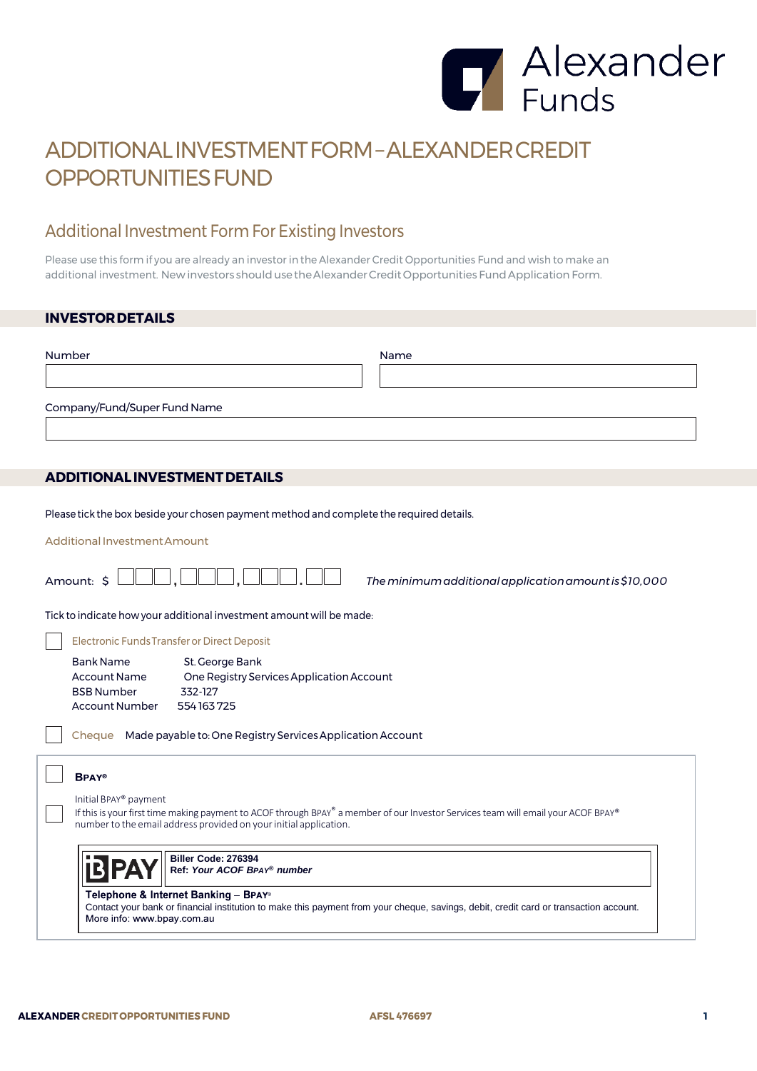# ADDITIONAL INVESTMENT FORM – ALEXANDER CREDIT OPPORTUNITIES FUND

## Additional Investment Form For Existing Investors

Please use this form if you are already an investor in the Alexander Credit Opportunities Fund and wish to make an additional investment. New investors should use the Alexander Credit Opportunities Fund Application Form.

## INVESTOR DETAILS

Number

Name

Company/Fund/Super Fund Name

## ADDITIONAL INVESTMENT DETAILS

Please tick the box beside your chosen payment method and complete the required details.

Additional Investment Amount

Amount: $ ☐☐☐, ☐☐☐, ☐☐☐. ☐☐ *The minimum additional application amount is $10,000*

Tick to indicate how your additional investment amount will be made:

☐ Electronic Funds Transfer or Direct Deposit

| | |
|---|---|
| Bank Name | St. George Bank |
| Account Name | One Registry Services Application Account |
| BSB Number | 332-127 |
| Account Number | 554 163 725 |

☐ Cheque Made payable to: One Registry Services Application Account

☐ **BPAY®**

☐ Initial BPAY® payment
If this is your first time making payment to ACOF through BPAY® a member of our Investor Services team will email your ACOF BPAY® number to the email address provided on your initial application.

**BPAY**
**Biller Code: 276394**
**Ref: *Your ACOF BPAY® number***

**Telephone & Internet Banking – BPAY®**
Contact your bank or financial institution to make this payment from your cheque, savings, debit, credit card or transaction account.
More info: www.bpay.com.au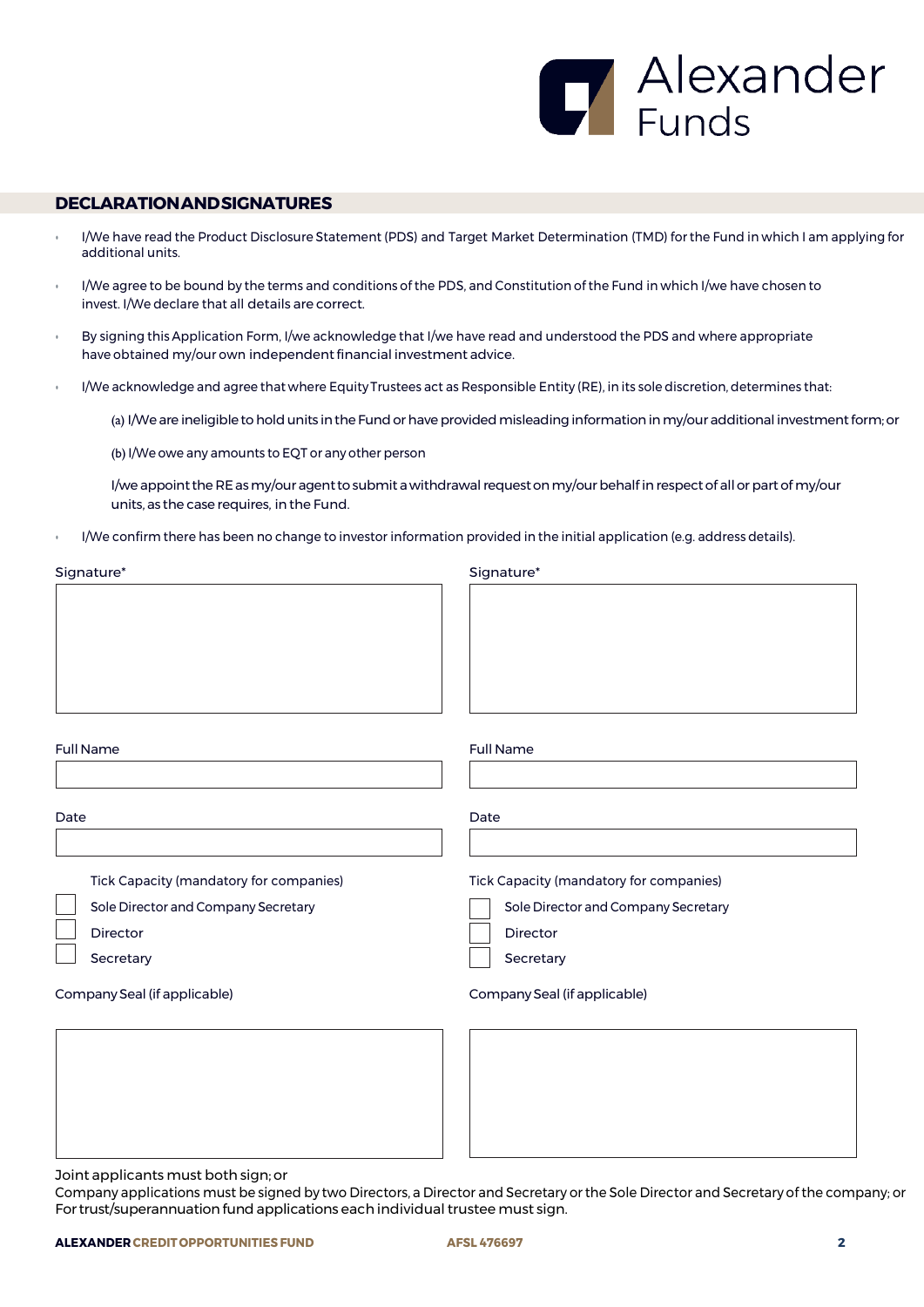Alexander Funds

## DECLARATION AND SIGNATURES

- I/We have read the Product Disclosure Statement (PDS) and Target Market Determination (TMD) for the Fund in which I am applying for additional units.
- I/We agree to be bound by the terms and conditions of the PDS, and Constitution of the Fund in which I/we have chosen to invest. I/We declare that all details are correct.
- By signing this Application Form, I/we acknowledge that I/we have read and understood the PDS and where appropriate have obtained my/our own independent financial investment advice.
- I/We acknowledge and agree that where Equity Trustees act as Responsible Entity (RE), in its sole discretion, determines that:

  (a) I/We are ineligible to hold units in the Fund or have provided misleading information in my/our additional investment form; or

  (b) I/We owe any amounts to EQT or any other person

  I/we appoint the RE as my/our agent to submit a withdrawal request on my/our behalf in respect of all or part of my/our units, as the case requires, in the Fund.
- I/We confirm there has been no change to investor information provided in the initial application (e.g. address details).

Signature*

Full Name

Date

Tick Capacity (mandatory for companies)

- ☐ Sole Director and Company Secretary
- ☐ Director
- ☐ Secretary

Company Seal (if applicable)

Signature*

Full Name

Date

Tick Capacity (mandatory for companies)

- ☐ Sole Director and Company Secretary
- ☐ Director
- ☐ Secretary

Company Seal (if applicable)

Joint applicants must both sign; or
Company applications must be signed by two Directors, a Director and Secretary or the Sole Director and Secretary of the company; or
For trust/superannuation fund applications each individual trustee must sign.

**ALEXANDER CREDIT OPPORTUNITIES FUND** **AFSL 476697**